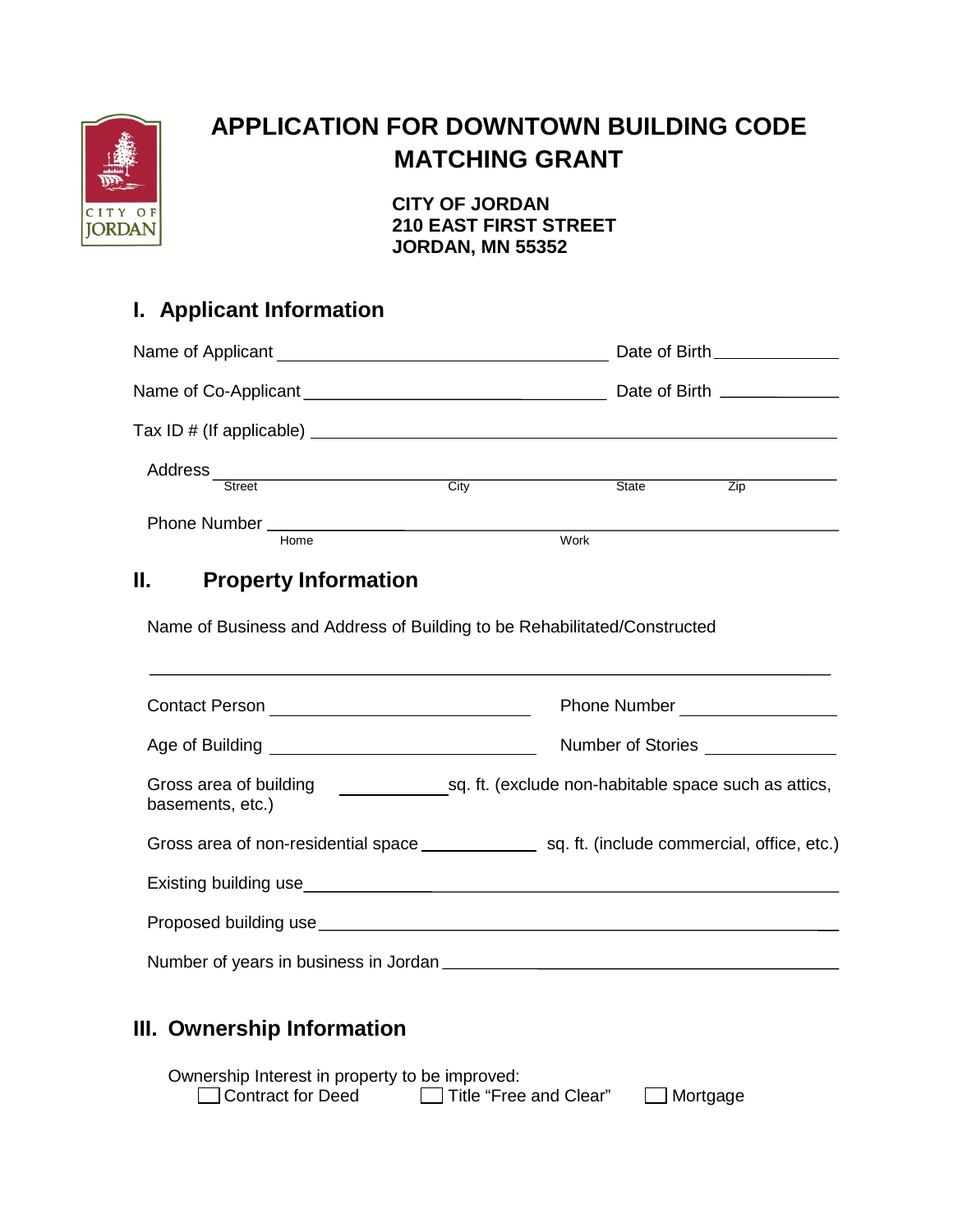# APPLICATION FOR DOWNTOWN BUILDING CODE MATCHING GRANT

**CITY OF JORDAN**
**210 EAST FIRST STREET**
**JORDAN, MN 55352**

## I. Applicant Information

Name of Applicant ______________________________ Date of Birth ____________

Name of Co-Applicant ____________________________ Date of Birth ____________

Tax ID # (If applicable) ______________________________________________

Address ___________________________________________________________
Street City State Zip

Phone Number _____________________________________________________
Home Work

## II. Property Information

Name of Business and Address of Building to be Rehabilitated/Constructed

___________________________________________________________________

Contact Person ___________________________ Phone Number ______________

Age of Building ___________________________ Number of Stories ____________

Gross area of building ____________ sq. ft. (exclude non-habitable space such as attics, basements, etc.)

Gross area of non-residential space ____________ sq. ft. (include commercial, office, etc.)

Existing building use ________________________________________________

Proposed building use _______________________________________________

Number of years in business in Jordan __________________________________

## III. Ownership Information

Ownership Interest in property to be improved:

☐ Contract for Deed ☐ Title "Free and Clear" ☐ Mortgage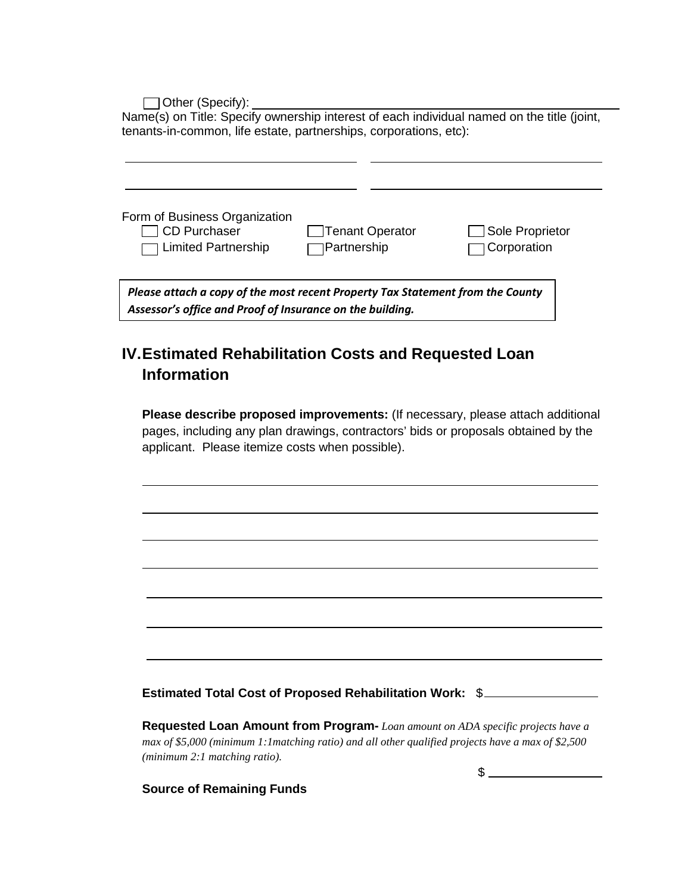☐ Other (Specify): ____________________________________________

Name(s) on Title: Specify ownership interest of each individual named on the title (joint, tenants-in-common, life estate, partnerships, corporations, etc):

______________________________ ______________________________

______________________________ ______________________________

Form of Business Organization

| | | |
|---|---|---|
| ☐ CD Purchaser | ☐ Tenant Operator | ☐ Sole Proprietor |
| ☐ Limited Partnership | ☐ Partnership | ☐ Corporation |

***Please attach a copy of the most recent Property Tax Statement from the County Assessor's office and Proof of Insurance on the building.***

## IV. Estimated Rehabilitation Costs and Requested Loan Information

**Please describe proposed improvements:** (If necessary, please attach additional pages, including any plan drawings, contractors' bids or proposals obtained by the applicant. Please itemize costs when possible).

____________________________________________________________

____________________________________________________________

____________________________________________________________

____________________________________________________________

____________________________________________________________

____________________________________________________________

____________________________________________________________

**Estimated Total Cost of Proposed Rehabilitation Work:** $______________

**Requested Loan Amount from Program-** *Loan amount on ADA specific projects have a max of $5,000 (minimum 1:1matching ratio) and all other qualified projects have a max of $2,500 (minimum 2:1 matching ratio).*

$ ______________

**Source of Remaining Funds**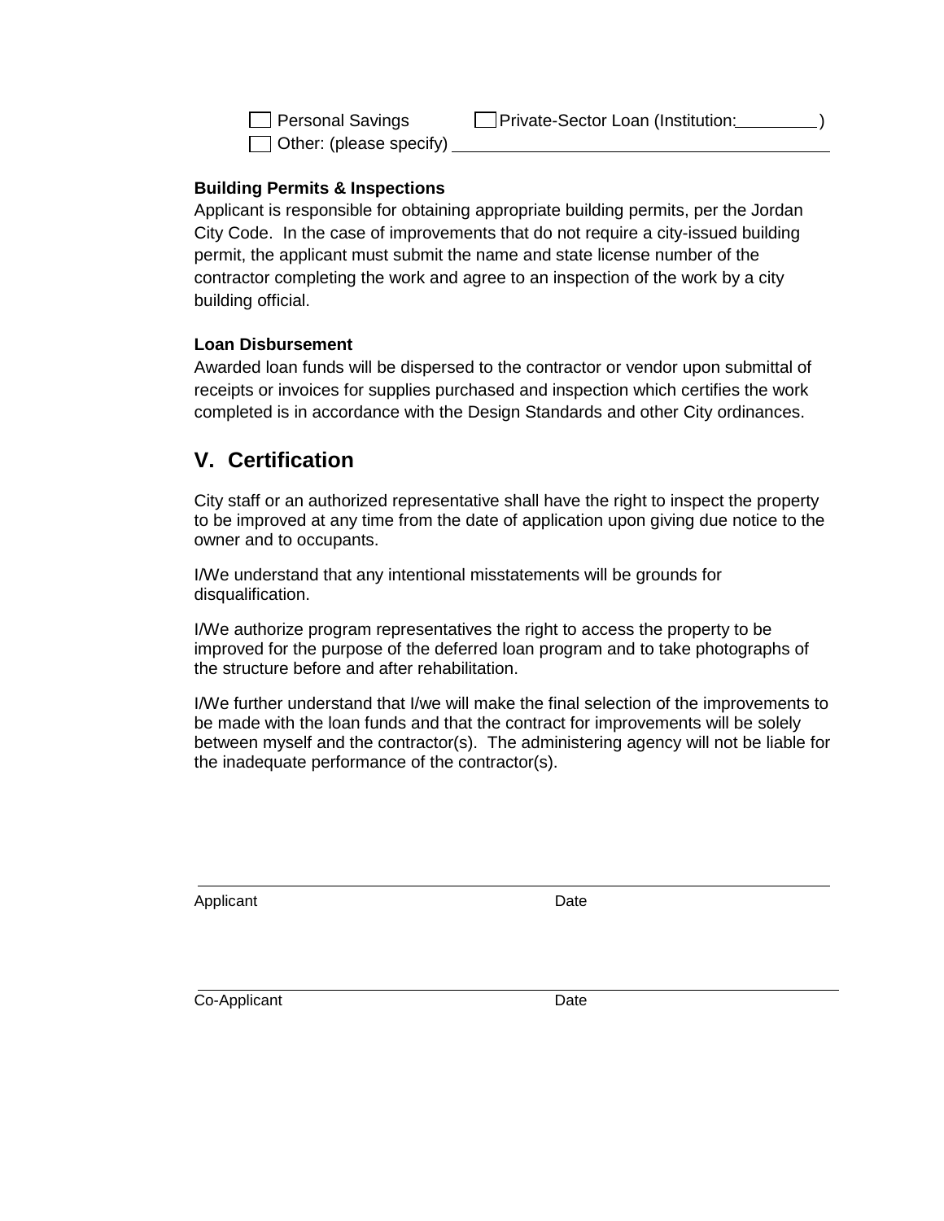☐ Personal Savings ☐ Private-Sector Loan (Institution: ________ )

☐ Other: (please specify) ________________________________________

**Building Permits & Inspections**

Applicant is responsible for obtaining appropriate building permits, per the Jordan City Code. In the case of improvements that do not require a city-issued building permit, the applicant must submit the name and state license number of the contractor completing the work and agree to an inspection of the work by a city building official.

**Loan Disbursement**

Awarded loan funds will be dispersed to the contractor or vendor upon submittal of receipts or invoices for supplies purchased and inspection which certifies the work completed is in accordance with the Design Standards and other City ordinances.

## V. Certification

City staff or an authorized representative shall have the right to inspect the property to be improved at any time from the date of application upon giving due notice to the owner and to occupants.

I/We understand that any intentional misstatements will be grounds for disqualification.

I/We authorize program representatives the right to access the property to be improved for the purpose of the deferred loan program and to take photographs of the structure before and after rehabilitation.

I/We further understand that I/we will make the final selection of the improvements to be made with the loan funds and that the contract for improvements will be solely between myself and the contractor(s). The administering agency will not be liable for the inadequate performance of the contractor(s).

________________________________________________________________

Applicant Date

________________________________________________________________

Co-Applicant Date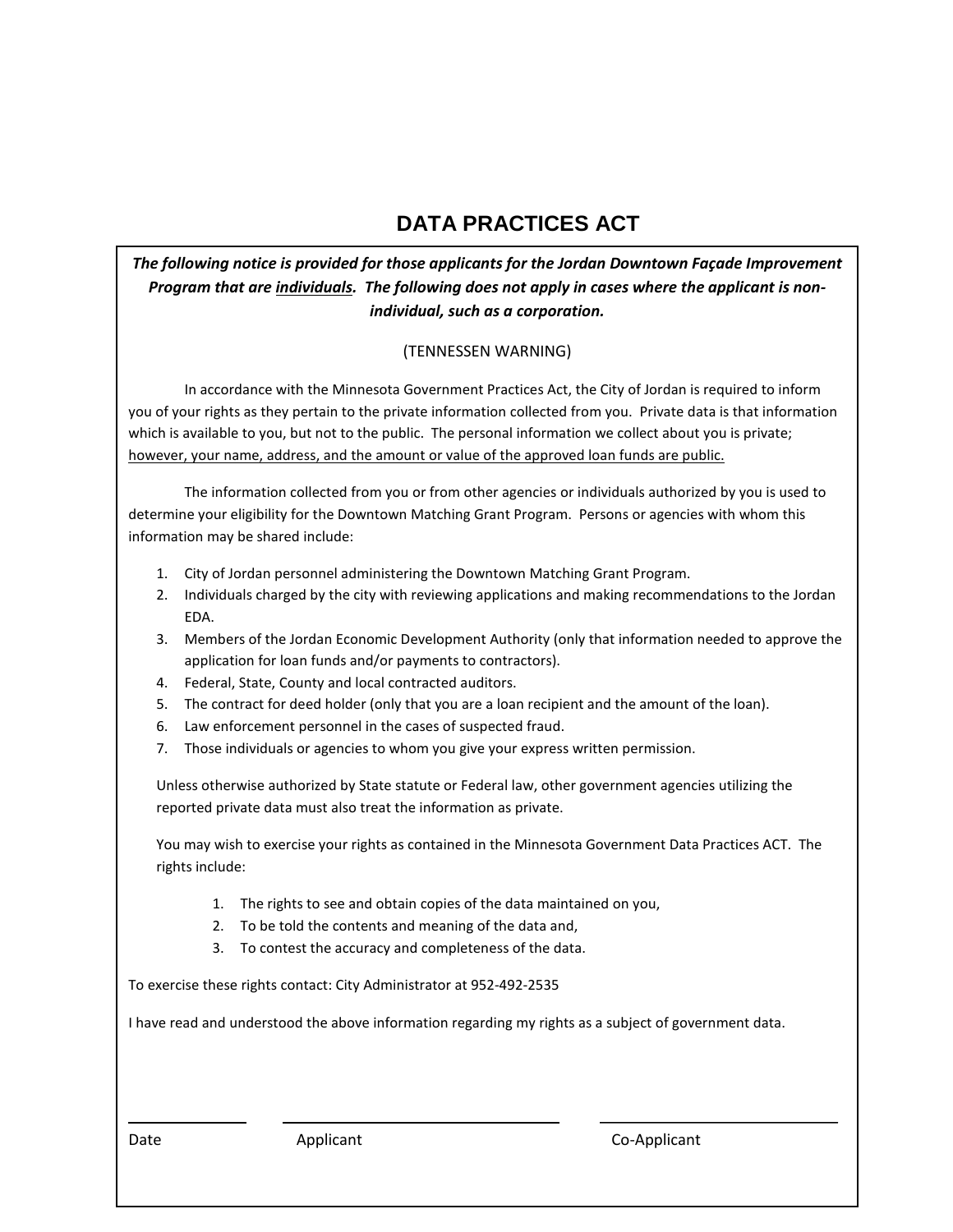# DATA PRACTICES ACT

***The following notice is provided for those applicants for the Jordan Downtown Façade Improvement Program that are <u>individuals</u>. The following does not apply in cases where the applicant is non-individual, such as a corporation.***

(TENNESSEN WARNING)

In accordance with the Minnesota Government Practices Act, the City of Jordan is required to inform you of your rights as they pertain to the private information collected from you. Private data is that information which is available to you, but not to the public. The personal information we collect about you is private; <u>however, your name, address, and the amount or value of the approved loan funds are public.</u>

The information collected from you or from other agencies or individuals authorized by you is used to determine your eligibility for the Downtown Matching Grant Program. Persons or agencies with whom this information may be shared include:

1. City of Jordan personnel administering the Downtown Matching Grant Program.
2. Individuals charged by the city with reviewing applications and making recommendations to the Jordan EDA.
3. Members of the Jordan Economic Development Authority (only that information needed to approve the application for loan funds and/or payments to contractors).
4. Federal, State, County and local contracted auditors.
5. The contract for deed holder (only that you are a loan recipient and the amount of the loan).
6. Law enforcement personnel in the cases of suspected fraud.
7. Those individuals or agencies to whom you give your express written permission.

Unless otherwise authorized by State statute or Federal law, other government agencies utilizing the reported private data must also treat the information as private.

You may wish to exercise your rights as contained in the Minnesota Government Data Practices ACT. The rights include:

1. The rights to see and obtain copies of the data maintained on you,
2. To be told the contents and meaning of the data and,
3. To contest the accuracy and completeness of the data.

To exercise these rights contact: City Administrator at 952-492-2535

I have read and understood the above information regarding my rights as a subject of government data.

| | | |
|---|---|---|
| Date | Applicant | Co-Applicant |